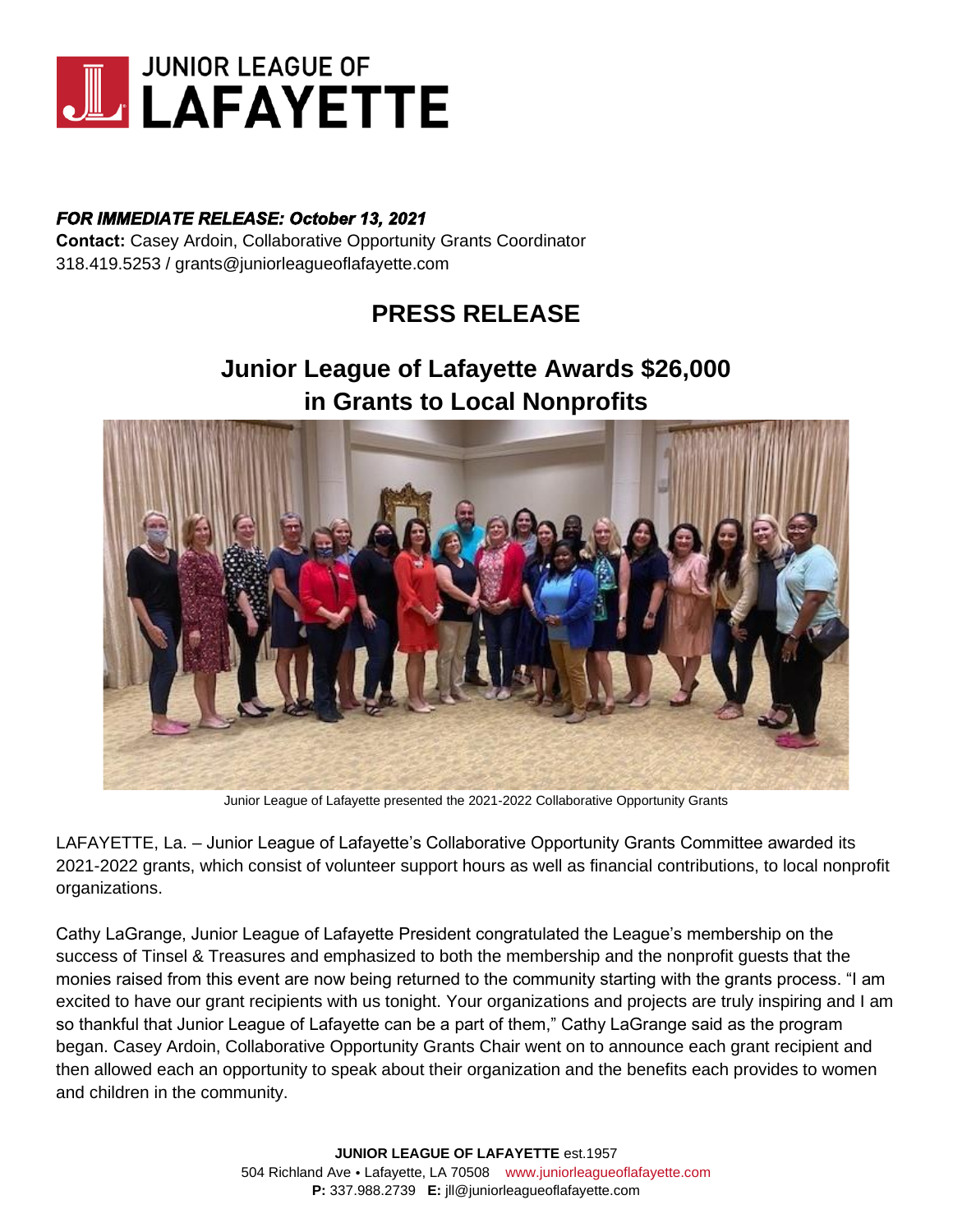# JUNIOR LEAGUE OF LAFAYETTE

***FOR IMMEDIATE RELEASE: October 13, 2021***
**Contact:** Casey Ardoin, Collaborative Opportunity Grants Coordinator
318.419.5253 / grants@juniorleagueoflafayette.com

## PRESS RELEASE

## Junior League of Lafayette Awards $26,000 in Grants to Local Nonprofits

Junior League of Lafayette presented the 2021-2022 Collaborative Opportunity Grants

LAFAYETTE, La. – Junior League of Lafayette's Collaborative Opportunity Grants Committee awarded its 2021-2022 grants, which consist of volunteer support hours as well as financial contributions, to local nonprofit organizations.

Cathy LaGrange, Junior League of Lafayette President congratulated the League's membership on the success of Tinsel & Treasures and emphasized to both the membership and the nonprofit guests that the monies raised from this event are now being returned to the community starting with the grants process. "I am excited to have our grant recipients with us tonight. Your organizations and projects are truly inspiring and I am so thankful that Junior League of Lafayette can be a part of them," Cathy LaGrange said as the program began. Casey Ardoin, Collaborative Opportunity Grants Chair went on to announce each grant recipient and then allowed each an opportunity to speak about their organization and the benefits each provides to women and children in the community.

**JUNIOR LEAGUE OF LAFAYETTE** est.1957
504 Richland Ave • Lafayette, LA 70508 www.juniorleagueoflafayette.com
**P:** 337.988.2739 **E:** jll@juniorleagueoflafayette.com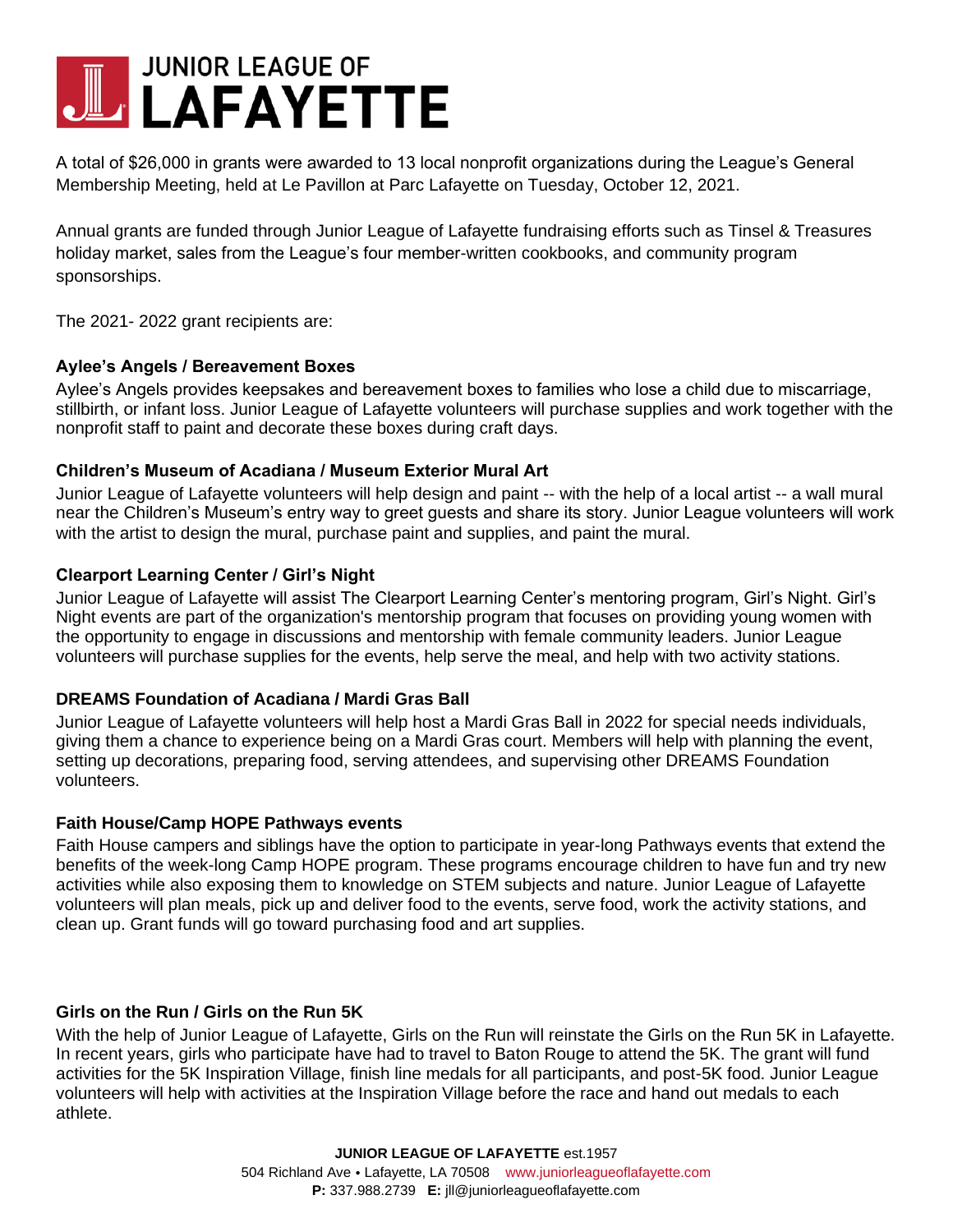# JUNIOR LEAGUE OF LAFAYETTE

A total of $26,000 in grants were awarded to 13 local nonprofit organizations during the League's General Membership Meeting, held at Le Pavillon at Parc Lafayette on Tuesday, October 12, 2021.

Annual grants are funded through Junior League of Lafayette fundraising efforts such as Tinsel & Treasures holiday market, sales from the League's four member-written cookbooks, and community program sponsorships.

The 2021- 2022 grant recipients are:

**Aylee's Angels / Bereavement Boxes**

Aylee's Angels provides keepsakes and bereavement boxes to families who lose a child due to miscarriage, stillbirth, or infant loss. Junior League of Lafayette volunteers will purchase supplies and work together with the nonprofit staff to paint and decorate these boxes during craft days.

**Children's Museum of Acadiana / Museum Exterior Mural Art**

Junior League of Lafayette volunteers will help design and paint -- with the help of a local artist -- a wall mural near the Children's Museum's entry way to greet guests and share its story. Junior League volunteers will work with the artist to design the mural, purchase paint and supplies, and paint the mural.

**Clearport Learning Center / Girl's Night**

Junior League of Lafayette will assist The Clearport Learning Center's mentoring program, Girl's Night. Girl's Night events are part of the organization's mentorship program that focuses on providing young women with the opportunity to engage in discussions and mentorship with female community leaders. Junior League volunteers will purchase supplies for the events, help serve the meal, and help with two activity stations.

**DREAMS Foundation of Acadiana / Mardi Gras Ball**

Junior League of Lafayette volunteers will help host a Mardi Gras Ball in 2022 for special needs individuals, giving them a chance to experience being on a Mardi Gras court. Members will help with planning the event, setting up decorations, preparing food, serving attendees, and supervising other DREAMS Foundation volunteers.

**Faith House/Camp HOPE Pathways events**

Faith House campers and siblings have the option to participate in year-long Pathways events that extend the benefits of the week-long Camp HOPE program. These programs encourage children to have fun and try new activities while also exposing them to knowledge on STEM subjects and nature. Junior League of Lafayette volunteers will plan meals, pick up and deliver food to the events, serve food, work the activity stations, and clean up. Grant funds will go toward purchasing food and art supplies.

**Girls on the Run / Girls on the Run 5K**

With the help of Junior League of Lafayette, Girls on the Run will reinstate the Girls on the Run 5K in Lafayette. In recent years, girls who participate have had to travel to Baton Rouge to attend the 5K. The grant will fund activities for the 5K Inspiration Village, finish line medals for all participants, and post-5K food. Junior League volunteers will help with activities at the Inspiration Village before the race and hand out medals to each athlete.

**JUNIOR LEAGUE OF LAFAYETTE** est.1957
504 Richland Ave • Lafayette, LA 70508 www.juniorleagueoflafayette.com
**P:** 337.988.2739 **E:** jll@juniorleagueoflafayette.com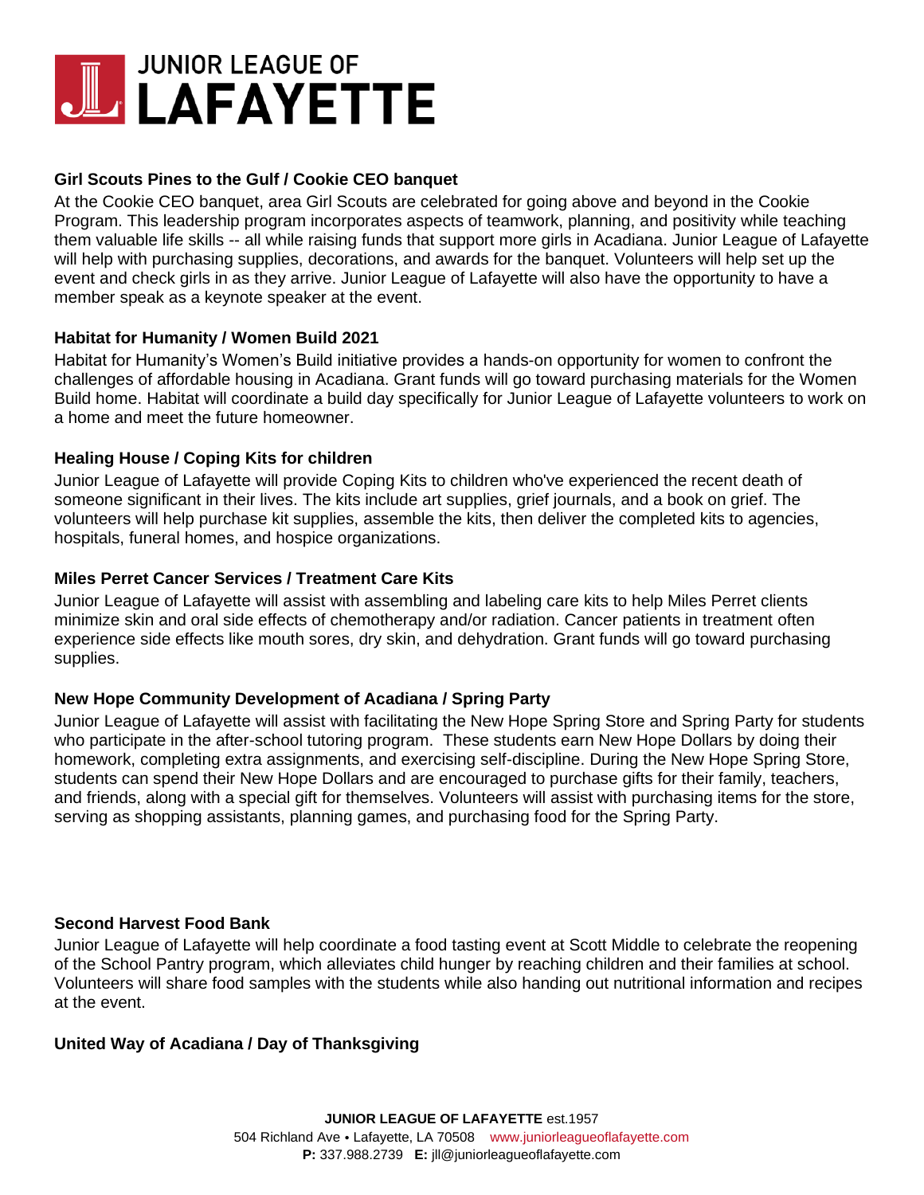**Girl Scouts Pines to the Gulf / Cookie CEO banquet**

At the Cookie CEO banquet, area Girl Scouts are celebrated for going above and beyond in the Cookie Program. This leadership program incorporates aspects of teamwork, planning, and positivity while teaching them valuable life skills -- all while raising funds that support more girls in Acadiana. Junior League of Lafayette will help with purchasing supplies, decorations, and awards for the banquet. Volunteers will help set up the event and check girls in as they arrive. Junior League of Lafayette will also have the opportunity to have a member speak as a keynote speaker at the event.

**Habitat for Humanity / Women Build 2021**

Habitat for Humanity's Women's Build initiative provides a hands-on opportunity for women to confront the challenges of affordable housing in Acadiana. Grant funds will go toward purchasing materials for the Women Build home. Habitat will coordinate a build day specifically for Junior League of Lafayette volunteers to work on a home and meet the future homeowner.

**Healing House / Coping Kits for children**

Junior League of Lafayette will provide Coping Kits to children who've experienced the recent death of someone significant in their lives. The kits include art supplies, grief journals, and a book on grief. The volunteers will help purchase kit supplies, assemble the kits, then deliver the completed kits to agencies, hospitals, funeral homes, and hospice organizations.

**Miles Perret Cancer Services / Treatment Care Kits**

Junior League of Lafayette will assist with assembling and labeling care kits to help Miles Perret clients minimize skin and oral side effects of chemotherapy and/or radiation. Cancer patients in treatment often experience side effects like mouth sores, dry skin, and dehydration. Grant funds will go toward purchasing supplies.

**New Hope Community Development of Acadiana / Spring Party**

Junior League of Lafayette will assist with facilitating the New Hope Spring Store and Spring Party for students who participate in the after-school tutoring program. These students earn New Hope Dollars by doing their homework, completing extra assignments, and exercising self-discipline. During the New Hope Spring Store, students can spend their New Hope Dollars and are encouraged to purchase gifts for their family, teachers, and friends, along with a special gift for themselves. Volunteers will assist with purchasing items for the store, serving as shopping assistants, planning games, and purchasing food for the Spring Party.

**Second Harvest Food Bank**

Junior League of Lafayette will help coordinate a food tasting event at Scott Middle to celebrate the reopening of the School Pantry program, which alleviates child hunger by reaching children and their families at school. Volunteers will share food samples with the students while also handing out nutritional information and recipes at the event.

**United Way of Acadiana / Day of Thanksgiving**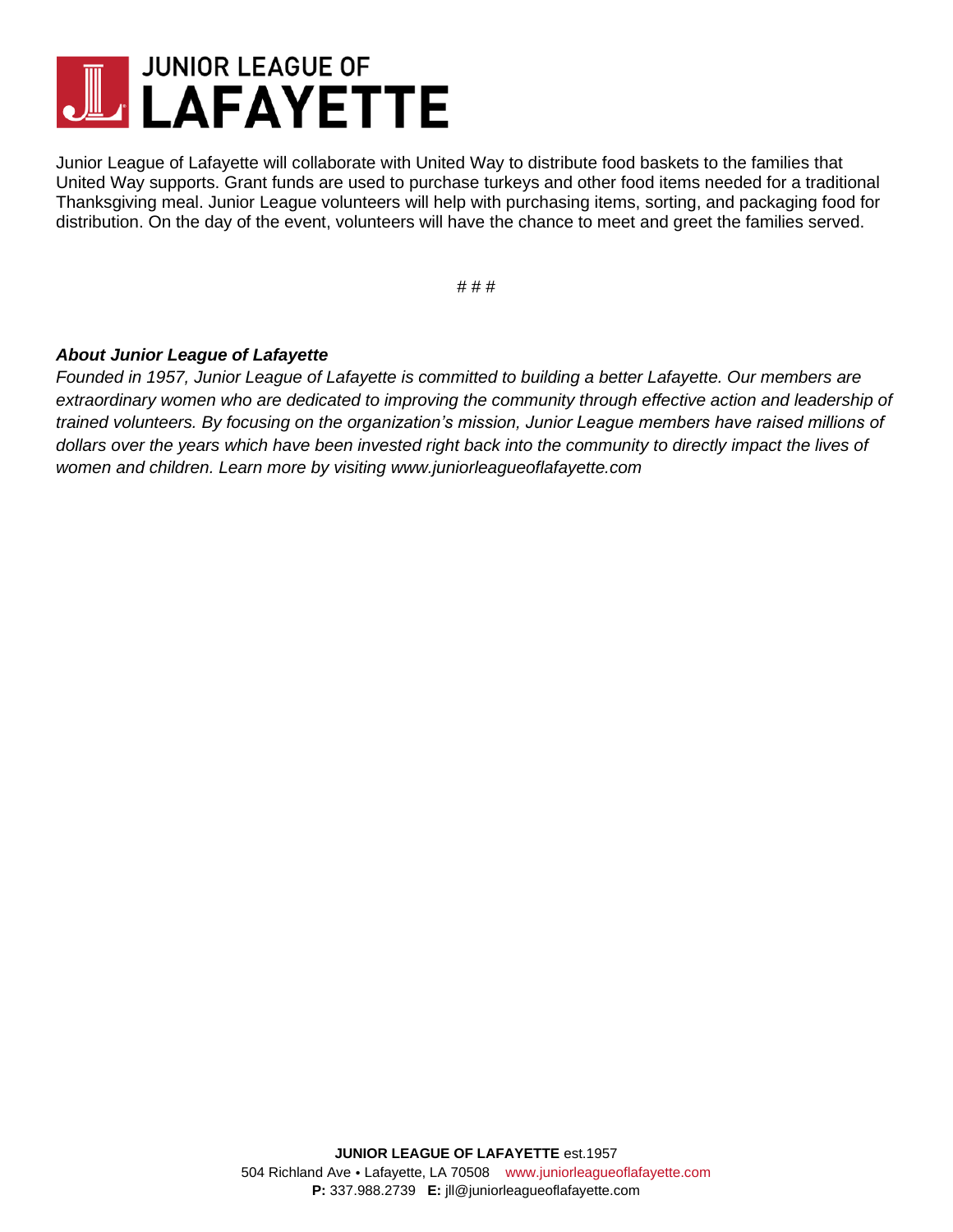Junior League of Lafayette will collaborate with United Way to distribute food baskets to the families that United Way supports. Grant funds are used to purchase turkeys and other food items needed for a traditional Thanksgiving meal. Junior League volunteers will help with purchasing items, sorting, and packaging food for distribution. On the day of the event, volunteers will have the chance to meet and greet the families served.

# # #

***About Junior League of Lafayette***

*Founded in 1957, Junior League of Lafayette is committed to building a better Lafayette. Our members are extraordinary women who are dedicated to improving the community through effective action and leadership of trained volunteers. By focusing on the organization's mission, Junior League members have raised millions of dollars over the years which have been invested right back into the community to directly impact the lives of women and children. Learn more by visiting www.juniorleagueoflafayette.com*

**JUNIOR LEAGUE OF LAFAYETTE** est.1957
504 Richland Ave • Lafayette, LA 70508 www.juniorleagueoflafayette.com
**P:** 337.988.2739 **E:** jll@juniorleagueoflafayette.com